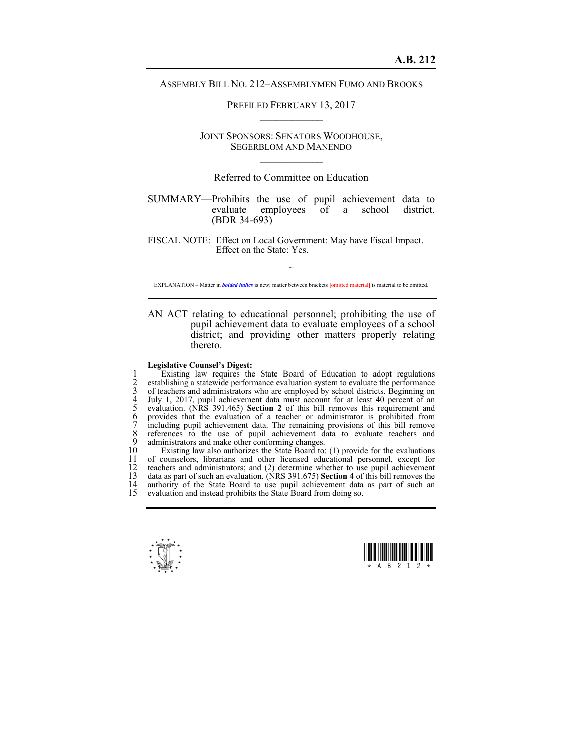**A.B. 212**

ASSEMBLY BILL NO. 212–ASSEMBLYMEN FUMO AND BROOKS

PREFILED FEBRUARY 13, 2017

---

JOINT SPONSORS: SENATORS WOODHOUSE, SEGERBLOM AND MANENDO

---

Referred to Committee on Education

SUMMARY—Prohibits the use of pupil achievement data to evaluate employees of a school district. (BDR 34-693)

FISCAL NOTE: Effect on Local Government: May have Fiscal Impact.
Effect on the State: Yes.

~

EXPLANATION – Matter in ***bolded italics*** is new; matter between brackets ~~[omitted material]~~ is material to be omitted.

---

AN ACT relating to educational personnel; prohibiting the use of pupil achievement data to evaluate employees of a school district; and providing other matters properly relating thereto.

**Legislative Counsel's Digest:**

1 Existing law requires the State Board of Education to adopt regulations
2 establishing a statewide performance evaluation system to evaluate the performance
3 of teachers and administrators who are employed by school districts. Beginning on
4 July 1, 2017, pupil achievement data must account for at least 40 percent of an
5 evaluation. (NRS 391.465) **Section 2** of this bill removes this requirement and
6 provides that the evaluation of a teacher or administrator is prohibited from
7 including pupil achievement data. The remaining provisions of this bill remove
8 references to the use of pupil achievement data to evaluate teachers and
9 administrators and make other conforming changes.
10 Existing law also authorizes the State Board to: (1) provide for the evaluations
11 of counselors, librarians and other licensed educational personnel, except for
12 teachers and administrators; and (2) determine whether to use pupil achievement
13 data as part of such an evaluation. (NRS 391.675) **Section 4** of this bill removes the
14 authority of the State Board to use pupil achievement data as part of such an
15 evaluation and instead prohibits the State Board from doing so.

\* A B 2 1 2 \*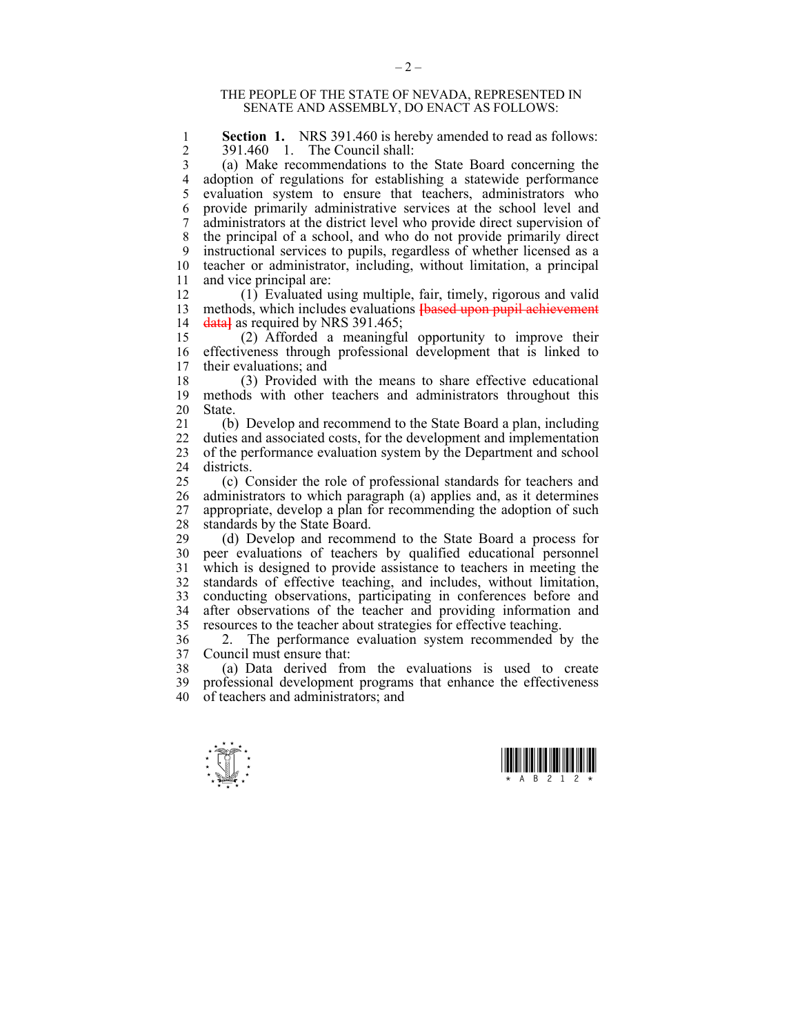THE PEOPLE OF THE STATE OF NEVADA, REPRESENTED IN SENATE AND ASSEMBLY, DO ENACT AS FOLLOWS:

**Section 1.** NRS 391.460 is hereby amended to read as follows:

391.460 1. The Council shall:

(a) Make recommendations to the State Board concerning the adoption of regulations for establishing a statewide performance evaluation system to ensure that teachers, administrators who provide primarily administrative services at the school level and administrators at the district level who provide direct supervision of the principal of a school, and who do not provide primarily direct instructional services to pupils, regardless of whether licensed as a teacher or administrator, including, without limitation, a principal and vice principal are:

(1) Evaluated using multiple, fair, timely, rigorous and valid methods, which includes evaluations ~~[based upon pupil achievement data]~~ as required by NRS 391.465;

(2) Afforded a meaningful opportunity to improve their effectiveness through professional development that is linked to their evaluations; and

(3) Provided with the means to share effective educational methods with other teachers and administrators throughout this State.

(b) Develop and recommend to the State Board a plan, including duties and associated costs, for the development and implementation of the performance evaluation system by the Department and school districts.

(c) Consider the role of professional standards for teachers and administrators to which paragraph (a) applies and, as it determines appropriate, develop a plan for recommending the adoption of such standards by the State Board.

(d) Develop and recommend to the State Board a process for peer evaluations of teachers by qualified educational personnel which is designed to provide assistance to teachers in meeting the standards of effective teaching, and includes, without limitation, conducting observations, participating in conferences before and after observations of the teacher and providing information and resources to the teacher about strategies for effective teaching.

2. The performance evaluation system recommended by the Council must ensure that:

(a) Data derived from the evaluations is used to create professional development programs that enhance the effectiveness of teachers and administrators; and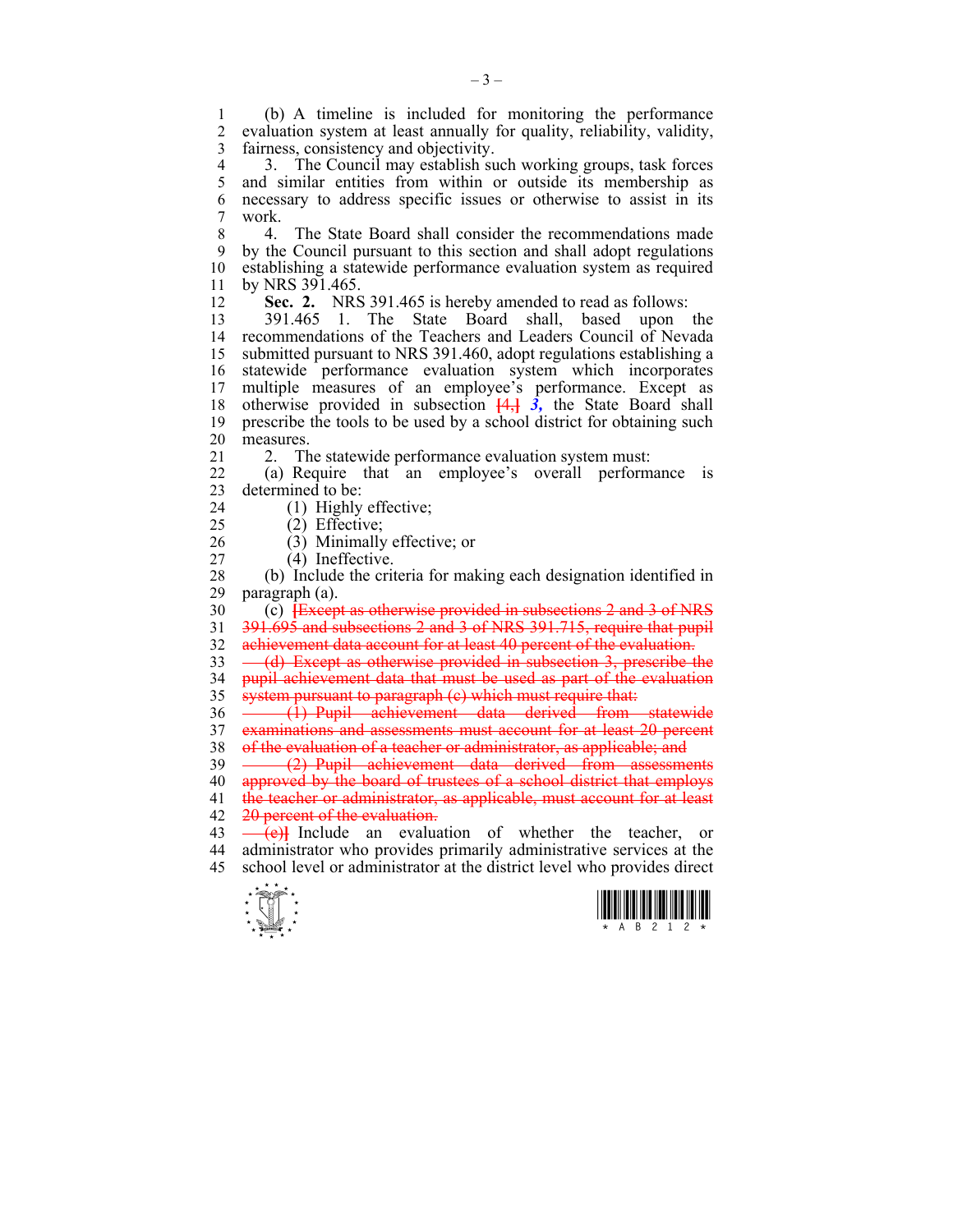(b) A timeline is included for monitoring the performance evaluation system at least annually for quality, reliability, validity, fairness, consistency and objectivity.

3. The Council may establish such working groups, task forces and similar entities from within or outside its membership as necessary to address specific issues or otherwise to assist in its work.

4. The State Board shall consider the recommendations made by the Council pursuant to this section and shall adopt regulations establishing a statewide performance evaluation system as required by NRS 391.465.

**Sec. 2.** NRS 391.465 is hereby amended to read as follows:

391.465 1. The State Board shall, based upon the recommendations of the Teachers and Leaders Council of Nevada submitted pursuant to NRS 391.460, adopt regulations establishing a statewide performance evaluation system which incorporates multiple measures of an employee's performance. Except as otherwise provided in subsection ~~[4,]~~ ***3,*** the State Board shall prescribe the tools to be used by a school district for obtaining such measures.

2. The statewide performance evaluation system must:

(a) Require that an employee's overall performance is determined to be:

(1) Highly effective;

(2) Effective;

(3) Minimally effective; or

(4) Ineffective.

(b) Include the criteria for making each designation identified in paragraph (a).

(c) ~~[Except as otherwise provided in subsections 2 and 3 of NRS 391.695 and subsections 2 and 3 of NRS 391.715, require that pupil achievement data account for at least 40 percent of the evaluation.~~

~~(d) Except as otherwise provided in subsection 3, prescribe the pupil achievement data that must be used as part of the evaluation system pursuant to paragraph (c) which must require that:~~

~~(1) Pupil achievement data derived from statewide examinations and assessments must account for at least 20 percent of the evaluation of a teacher or administrator, as applicable; and~~

~~(2) Pupil achievement data derived from assessments approved by the board of trustees of a school district that employs the teacher or administrator, as applicable, must account for at least 20 percent of the evaluation.~~

~~(e)]~~ Include an evaluation of whether the teacher, or administrator who provides primarily administrative services at the school level or administrator at the district level who provides direct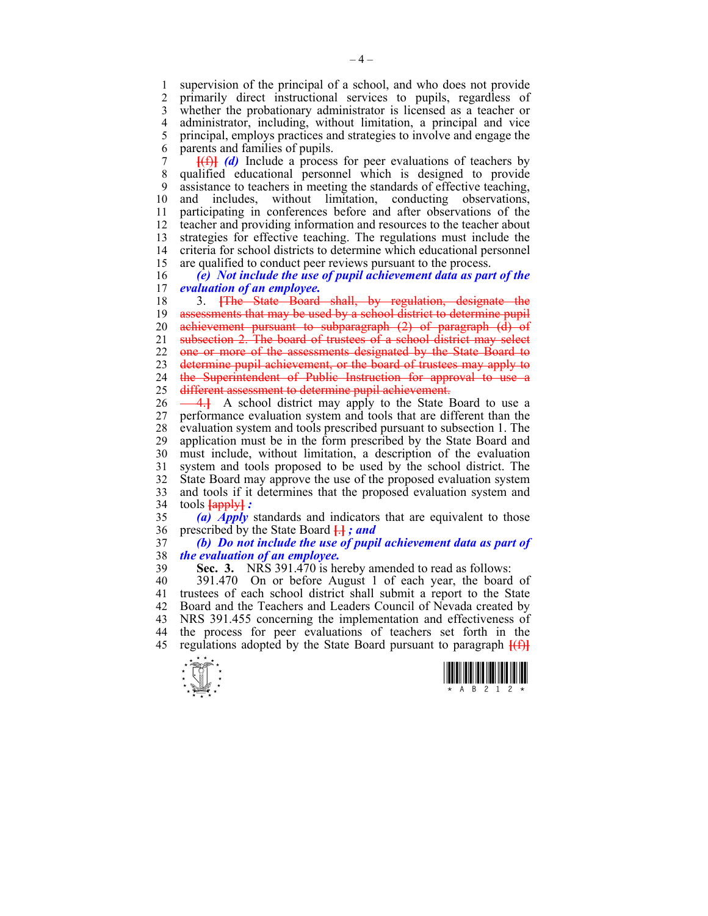supervision of the principal of a school, and who does not provide primarily direct instructional services to pupils, regardless of whether the probationary administrator is licensed as a teacher or administrator, including, without limitation, a principal and vice principal, employs practices and strategies to involve and engage the parents and families of pupils.

~~[(f)]~~ ***(d)*** Include a process for peer evaluations of teachers by qualified educational personnel which is designed to provide assistance to teachers in meeting the standards of effective teaching, and includes, without limitation, conducting observations, participating in conferences before and after observations of the teacher and providing information and resources to the teacher about strategies for effective teaching. The regulations must include the criteria for school districts to determine which educational personnel are qualified to conduct peer reviews pursuant to the process.

***(e) Not include the use of pupil achievement data as part of the evaluation of an employee.***

3. ~~[The State Board shall, by regulation, designate the assessments that may be used by a school district to determine pupil achievement pursuant to subparagraph (2) of paragraph (d) of subsection 2. The board of trustees of a school district may select one or more of the assessments designated by the State Board to determine pupil achievement, or the board of trustees may apply to the Superintendent of Public Instruction for approval to use a different assessment to determine pupil achievement.~~

~~4.]~~ A school district may apply to the State Board to use a performance evaluation system and tools that are different than the evaluation system and tools prescribed pursuant to subsection 1. The application must be in the form prescribed by the State Board and must include, without limitation, a description of the evaluation system and tools proposed to be used by the school district. The State Board may approve the use of the proposed evaluation system and tools if it determines that the proposed evaluation system and tools ~~[apply]~~ ***:***

***(a) Apply*** standards and indicators that are equivalent to those prescribed by the State Board ~~[.]~~ ***; and***

***(b) Do not include the use of pupil achievement data as part of the evaluation of an employee.***

**Sec. 3.** NRS 391.470 is hereby amended to read as follows:

391.470 On or before August 1 of each year, the board of trustees of each school district shall submit a report to the State Board and the Teachers and Leaders Council of Nevada created by NRS 391.455 concerning the implementation and effectiveness of the process for peer evaluations of teachers set forth in the regulations adopted by the State Board pursuant to paragraph ~~[(f)]~~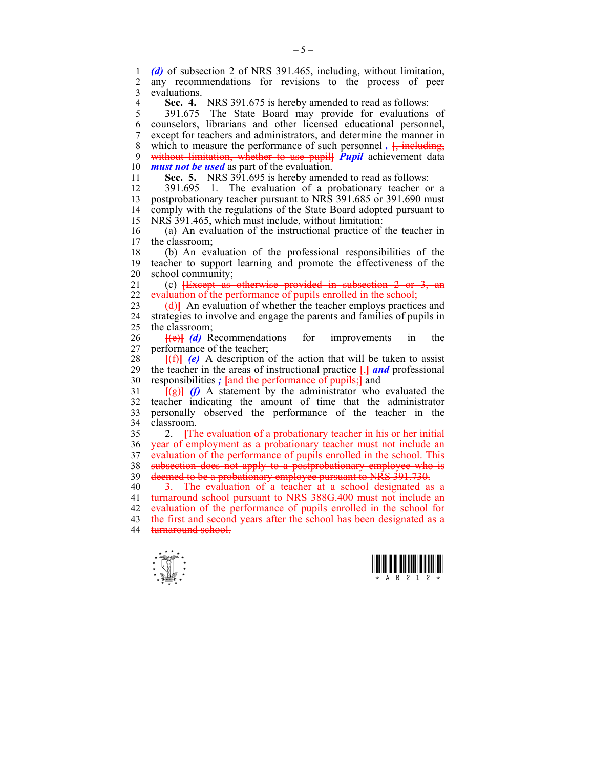*(d)* of subsection 2 of NRS 391.465, including, without limitation, any recommendations for revisions to the process of peer evaluations.

**Sec. 4.** NRS 391.675 is hereby amended to read as follows:

391.675 The State Board may provide for evaluations of counselors, librarians and other licensed educational personnel, except for teachers and administrators, and determine the manner in which to measure the performance of such personnel *.* ~~[, including, without limitation, whether to use pupil]~~ ***Pupil*** achievement data ***must not be used*** as part of the evaluation.

**Sec. 5.** NRS 391.695 is hereby amended to read as follows:

391.695 1. The evaluation of a probationary teacher or a postprobationary teacher pursuant to NRS 391.685 or 391.690 must comply with the regulations of the State Board adopted pursuant to NRS 391.465, which must include, without limitation:

(a) An evaluation of the instructional practice of the teacher in the classroom;

(b) An evaluation of the professional responsibilities of the teacher to support learning and promote the effectiveness of the school community;

(c) ~~[Except as otherwise provided in subsection 2 or 3, an evaluation of the performance of pupils enrolled in the school;~~

~~(d)]~~ An evaluation of whether the teacher employs practices and strategies to involve and engage the parents and families of pupils in the classroom;

~~[(e)]~~ *(d)* Recommendations for improvements in the performance of the teacher;

~~[(f)]~~ *(e)* A description of the action that will be taken to assist the teacher in the areas of instructional practice ~~[,]~~ ***and*** professional responsibilities *;* ~~[and the performance of pupils;]~~ and

~~[(g)]~~ *(f)* A statement by the administrator who evaluated the teacher indicating the amount of time that the administrator personally observed the performance of the teacher in the classroom.

2. ~~[The evaluation of a probationary teacher in his or her initial year of employment as a probationary teacher must not include an evaluation of the performance of pupils enrolled in the school. This subsection does not apply to a postprobationary employee who is deemed to be a probationary employee pursuant to NRS 391.730.~~

~~3. The evaluation of a teacher at a school designated as a turnaround school pursuant to NRS 388G.400 must not include an evaluation of the performance of pupils enrolled in the school for the first and second years after the school has been designated as a turnaround school.~~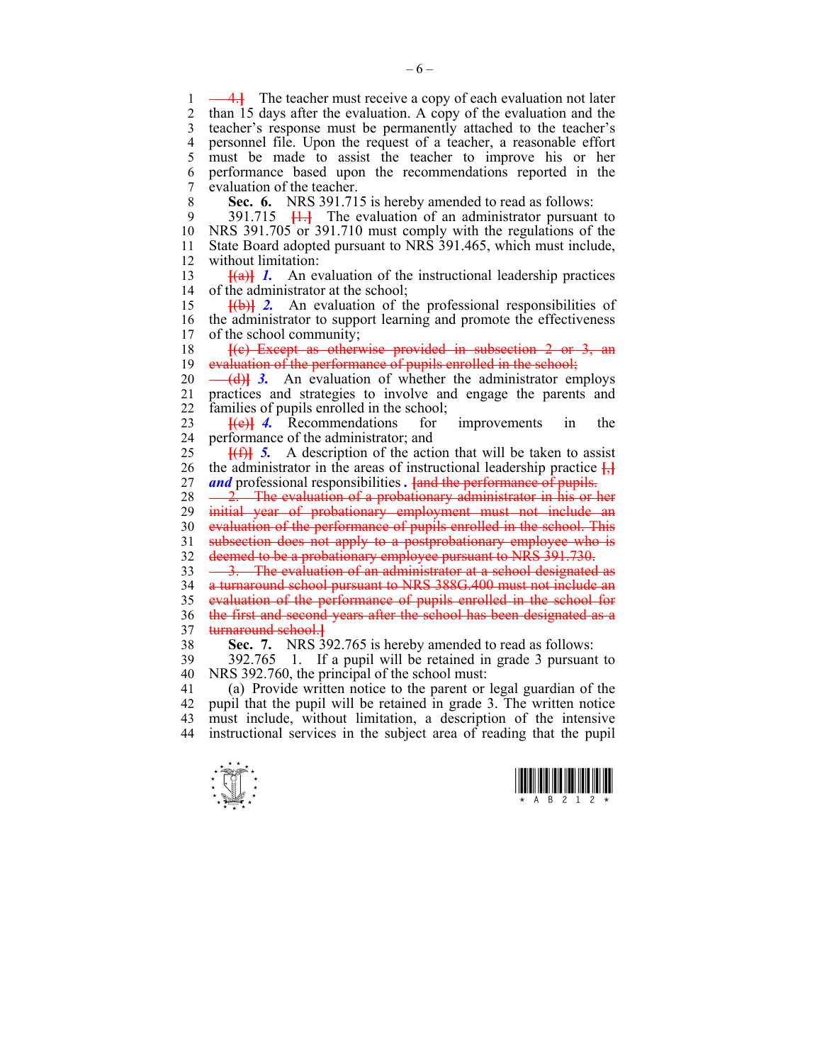~~4.]~~ The teacher must receive a copy of each evaluation not later than 15 days after the evaluation. A copy of the evaluation and the teacher's response must be permanently attached to the teacher's personnel file. Upon the request of a teacher, a reasonable effort must be made to assist the teacher to improve his or her performance based upon the recommendations reported in the evaluation of the teacher.

**Sec. 6.** NRS 391.715 is hereby amended to read as follows:

391.715 ~~[1.]~~ The evaluation of an administrator pursuant to NRS 391.705 or 391.710 must comply with the regulations of the State Board adopted pursuant to NRS 391.465, which must include, without limitation:

~~[(a)]~~ ***1.*** An evaluation of the instructional leadership practices of the administrator at the school;

~~[(b)]~~ ***2.*** An evaluation of the professional responsibilities of the administrator to support learning and promote the effectiveness of the school community;

~~[(c) Except as otherwise provided in subsection 2 or 3, an evaluation of the performance of pupils enrolled in the school;~~

~~(d)]~~ ***3.*** An evaluation of whether the administrator employs practices and strategies to involve and engage the parents and families of pupils enrolled in the school;

~~[(e)]~~ ***4.*** Recommendations for improvements in the performance of the administrator; and

~~[(f)]~~ ***5.*** A description of the action that will be taken to assist the administrator in the areas of instructional leadership practice ~~[,]~~ ***and*** professional responsibilities ***.*** ~~[and the performance of pupils.~~

~~2. The evaluation of a probationary administrator in his or her initial year of probationary employment must not include an evaluation of the performance of pupils enrolled in the school. This subsection does not apply to a postprobationary employee who is deemed to be a probationary employee pursuant to NRS 391.730.~~

~~3. The evaluation of an administrator at a school designated as a turnaround school pursuant to NRS 388G.400 must not include an evaluation of the performance of pupils enrolled in the school for the first and second years after the school has been designated as a turnaround school.]~~

**Sec. 7.** NRS 392.765 is hereby amended to read as follows:

392.765 1. If a pupil will be retained in grade 3 pursuant to NRS 392.760, the principal of the school must:

(a) Provide written notice to the parent or legal guardian of the pupil that the pupil will be retained in grade 3. The written notice must include, without limitation, a description of the intensive instructional services in the subject area of reading that the pupil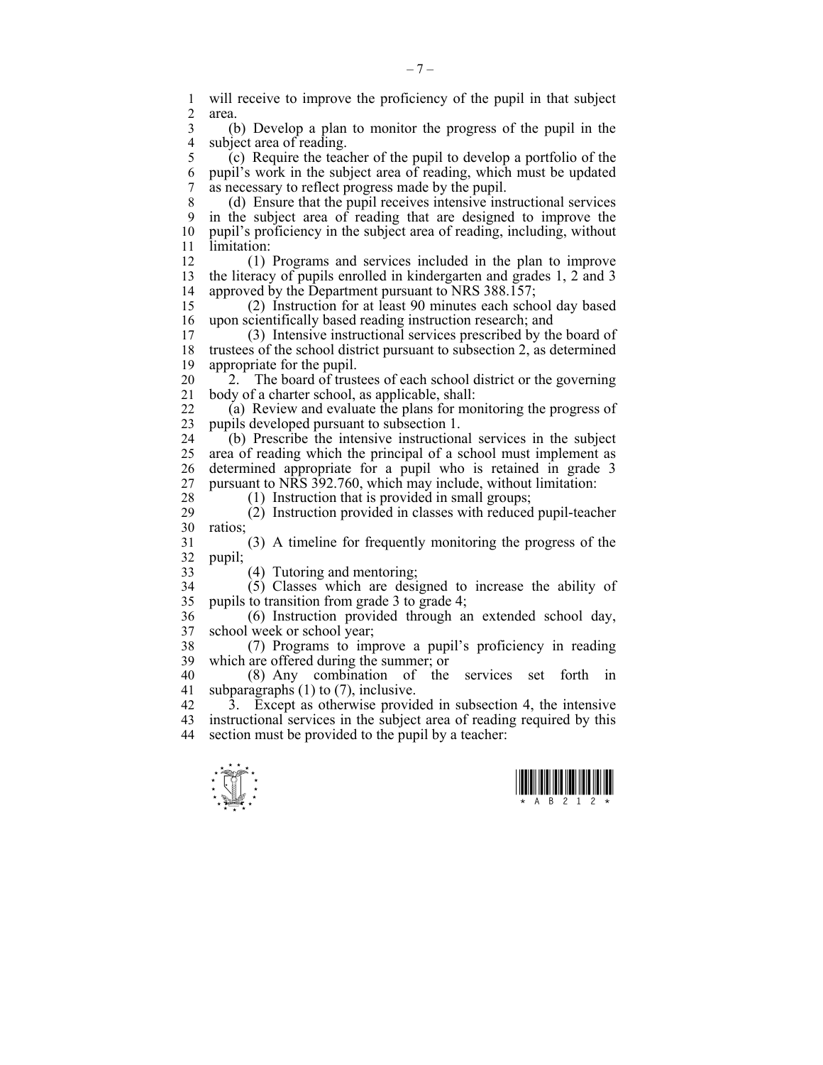will receive to improve the proficiency of the pupil in that subject area.

(b) Develop a plan to monitor the progress of the pupil in the subject area of reading.

(c) Require the teacher of the pupil to develop a portfolio of the pupil's work in the subject area of reading, which must be updated as necessary to reflect progress made by the pupil.

(d) Ensure that the pupil receives intensive instructional services in the subject area of reading that are designed to improve the pupil's proficiency in the subject area of reading, including, without limitation:

(1) Programs and services included in the plan to improve the literacy of pupils enrolled in kindergarten and grades 1, 2 and 3 approved by the Department pursuant to NRS 388.157;

(2) Instruction for at least 90 minutes each school day based upon scientifically based reading instruction research; and

(3) Intensive instructional services prescribed by the board of trustees of the school district pursuant to subsection 2, as determined appropriate for the pupil.

2. The board of trustees of each school district or the governing body of a charter school, as applicable, shall:

(a) Review and evaluate the plans for monitoring the progress of pupils developed pursuant to subsection 1.

(b) Prescribe the intensive instructional services in the subject area of reading which the principal of a school must implement as determined appropriate for a pupil who is retained in grade 3 pursuant to NRS 392.760, which may include, without limitation:

(1) Instruction that is provided in small groups;

(2) Instruction provided in classes with reduced pupil-teacher ratios;

(3) A timeline for frequently monitoring the progress of the pupil;

(4) Tutoring and mentoring;

(5) Classes which are designed to increase the ability of pupils to transition from grade 3 to grade 4;

(6) Instruction provided through an extended school day, school week or school year;

(7) Programs to improve a pupil's proficiency in reading which are offered during the summer; or

(8) Any combination of the services set forth in subparagraphs (1) to (7), inclusive.

3. Except as otherwise provided in subsection 4, the intensive instructional services in the subject area of reading required by this section must be provided to the pupil by a teacher: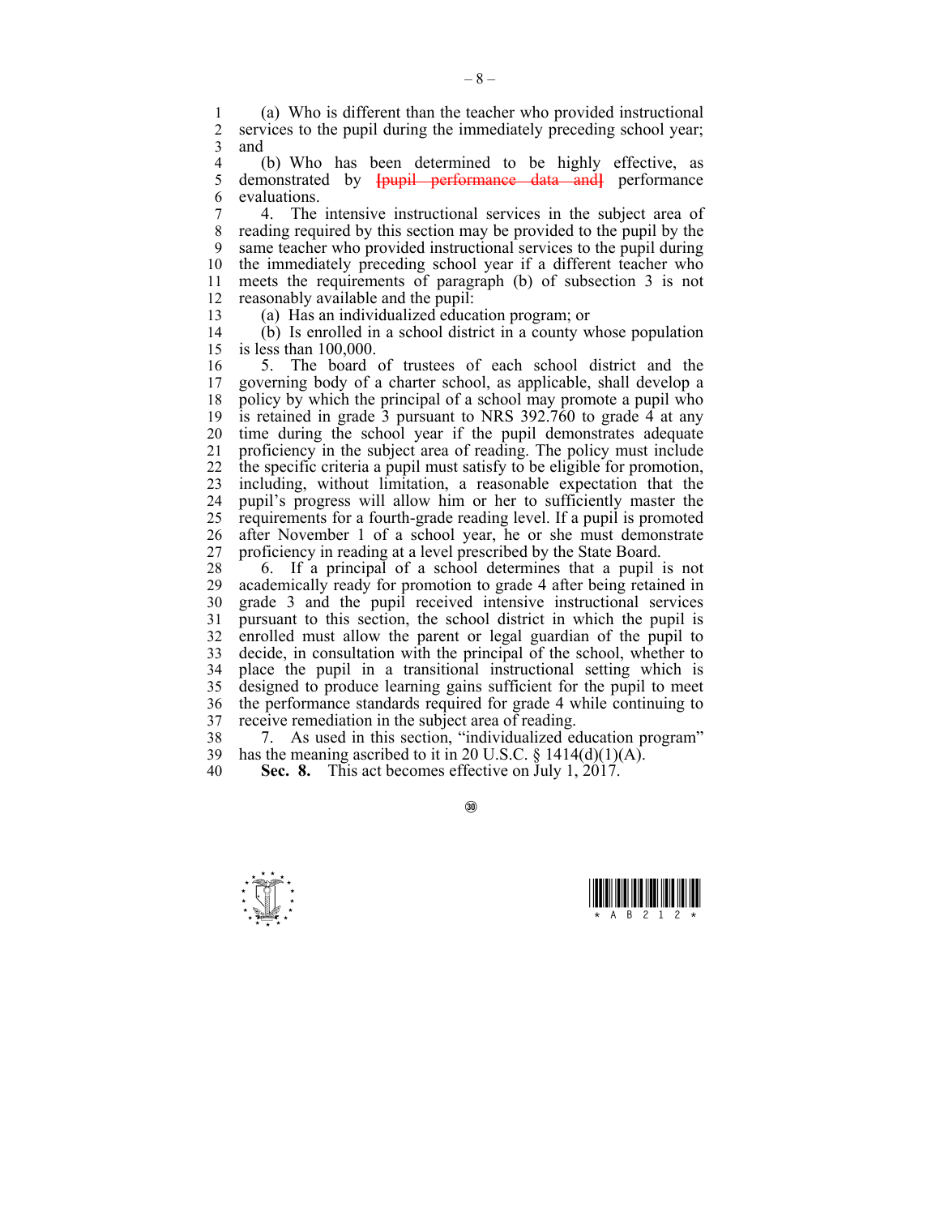(a) Who is different than the teacher who provided instructional services to the pupil during the immediately preceding school year; and

(b) Who has been determined to be highly effective, as demonstrated by [pupil performance data and] performance evaluations.

4. The intensive instructional services in the subject area of reading required by this section may be provided to the pupil by the same teacher who provided instructional services to the pupil during the immediately preceding school year if a different teacher who meets the requirements of paragraph (b) of subsection 3 is not reasonably available and the pupil:

(a) Has an individualized education program; or

(b) Is enrolled in a school district in a county whose population is less than 100,000.

5. The board of trustees of each school district and the governing body of a charter school, as applicable, shall develop a policy by which the principal of a school may promote a pupil who is retained in grade 3 pursuant to NRS 392.760 to grade 4 at any time during the school year if the pupil demonstrates adequate proficiency in the subject area of reading. The policy must include the specific criteria a pupil must satisfy to be eligible for promotion, including, without limitation, a reasonable expectation that the pupil's progress will allow him or her to sufficiently master the requirements for a fourth-grade reading level. If a pupil is promoted after November 1 of a school year, he or she must demonstrate proficiency in reading at a level prescribed by the State Board.

6. If a principal of a school determines that a pupil is not academically ready for promotion to grade 4 after being retained in grade 3 and the pupil received intensive instructional services pursuant to this section, the school district in which the pupil is enrolled must allow the parent or legal guardian of the pupil to decide, in consultation with the principal of the school, whether to place the pupil in a transitional instructional setting which is designed to produce learning gains sufficient for the pupil to meet the performance standards required for grade 4 while continuing to receive remediation in the subject area of reading.

7. As used in this section, "individualized education program" has the meaning ascribed to it in 20 U.S.C. § 1414(d)(1)(A).

**Sec. 8.** This act becomes effective on July 1, 2017.